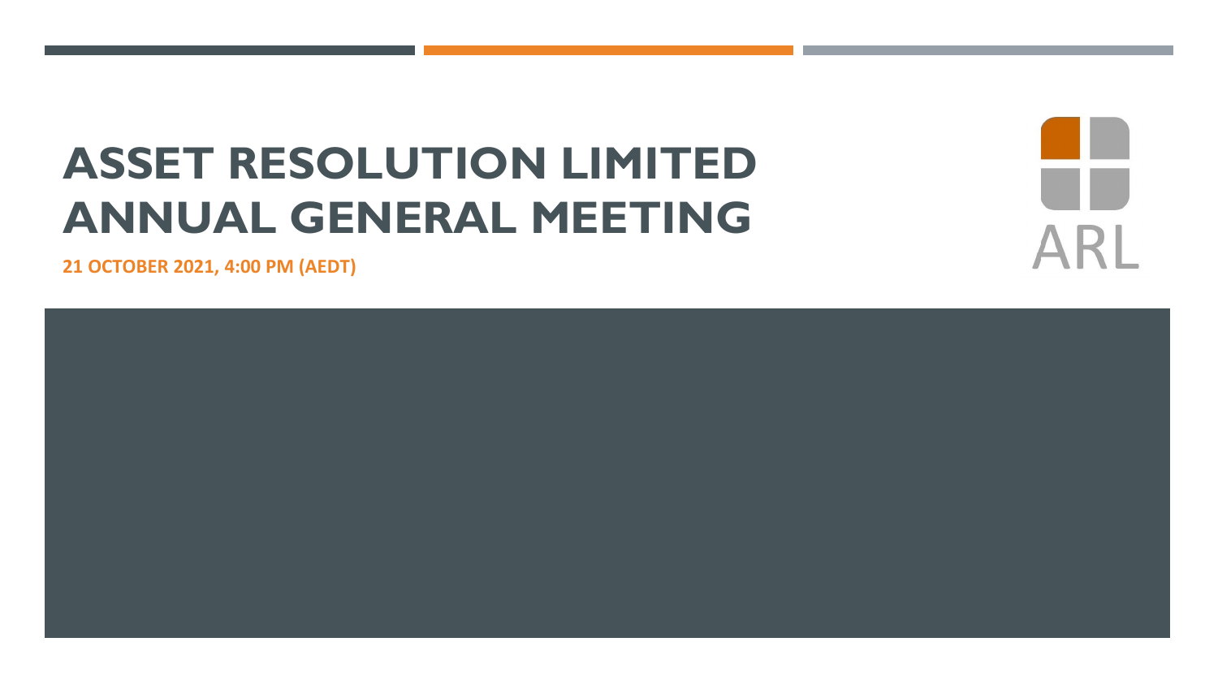# ASSET RESOLUTION LIMITED ANNUAL GENERAL MEETING

**21 OCTOBER 2021, 4:00 PM (AEDT)**

ARL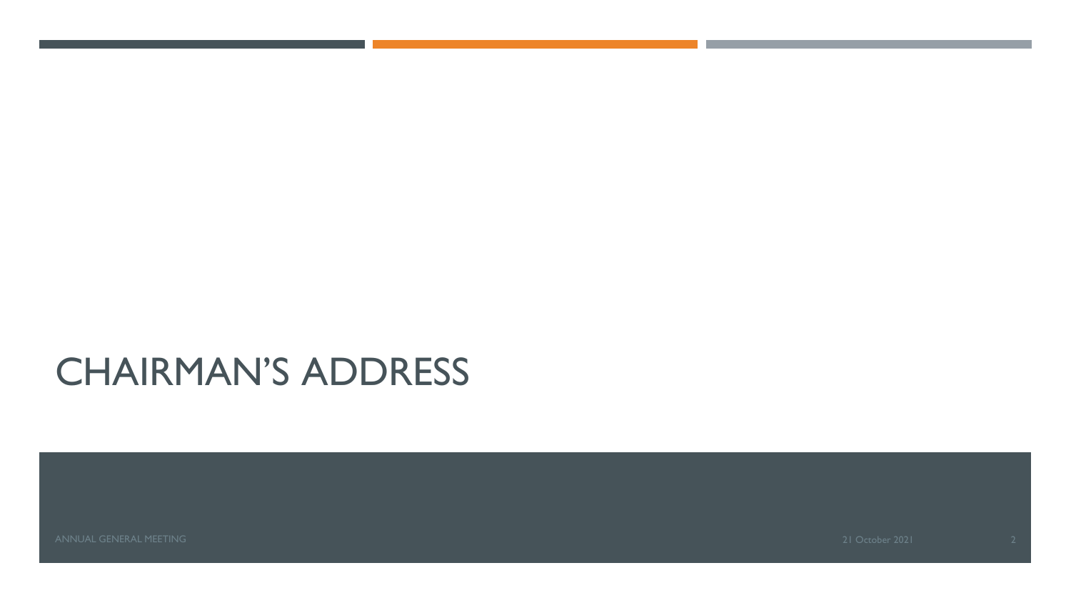# CHAIRMAN'S ADDRESS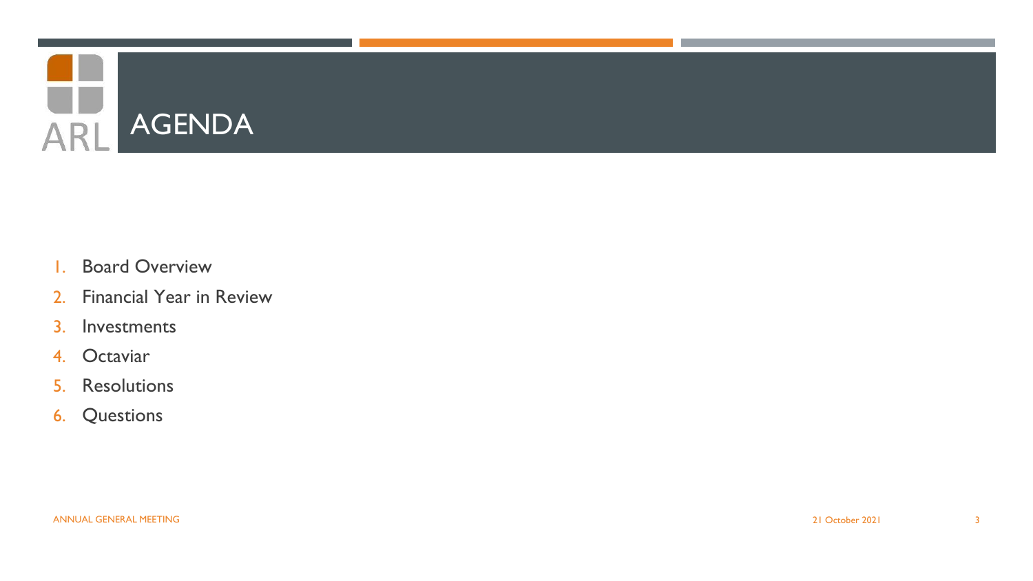# AGENDA

1. Board Overview
2. Financial Year in Review
3. Investments
4. Octaviar
5. Resolutions
6. Questions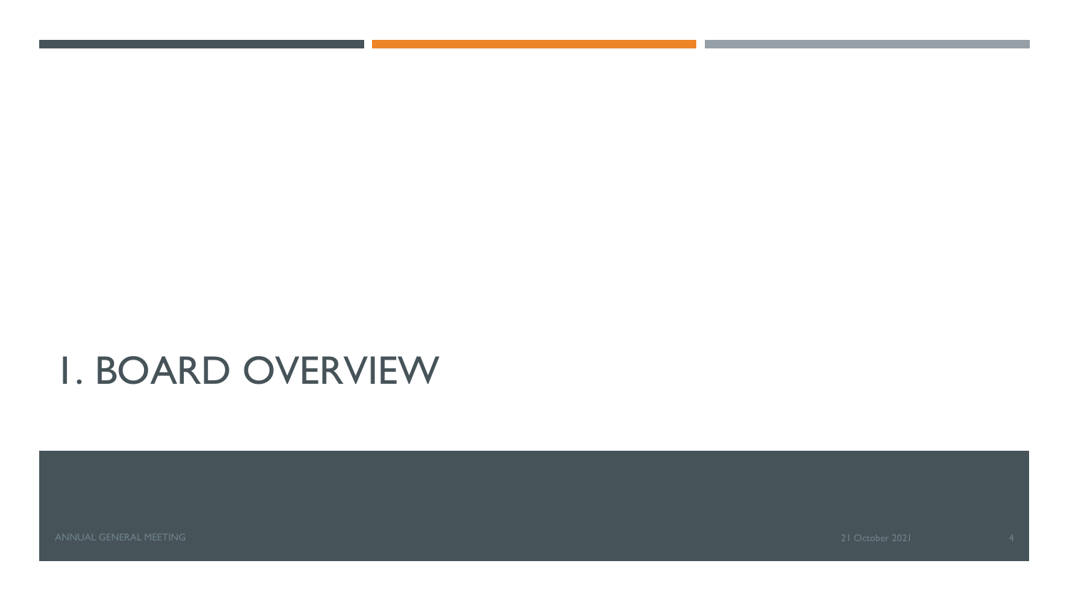# 1. BOARD OVERVIEW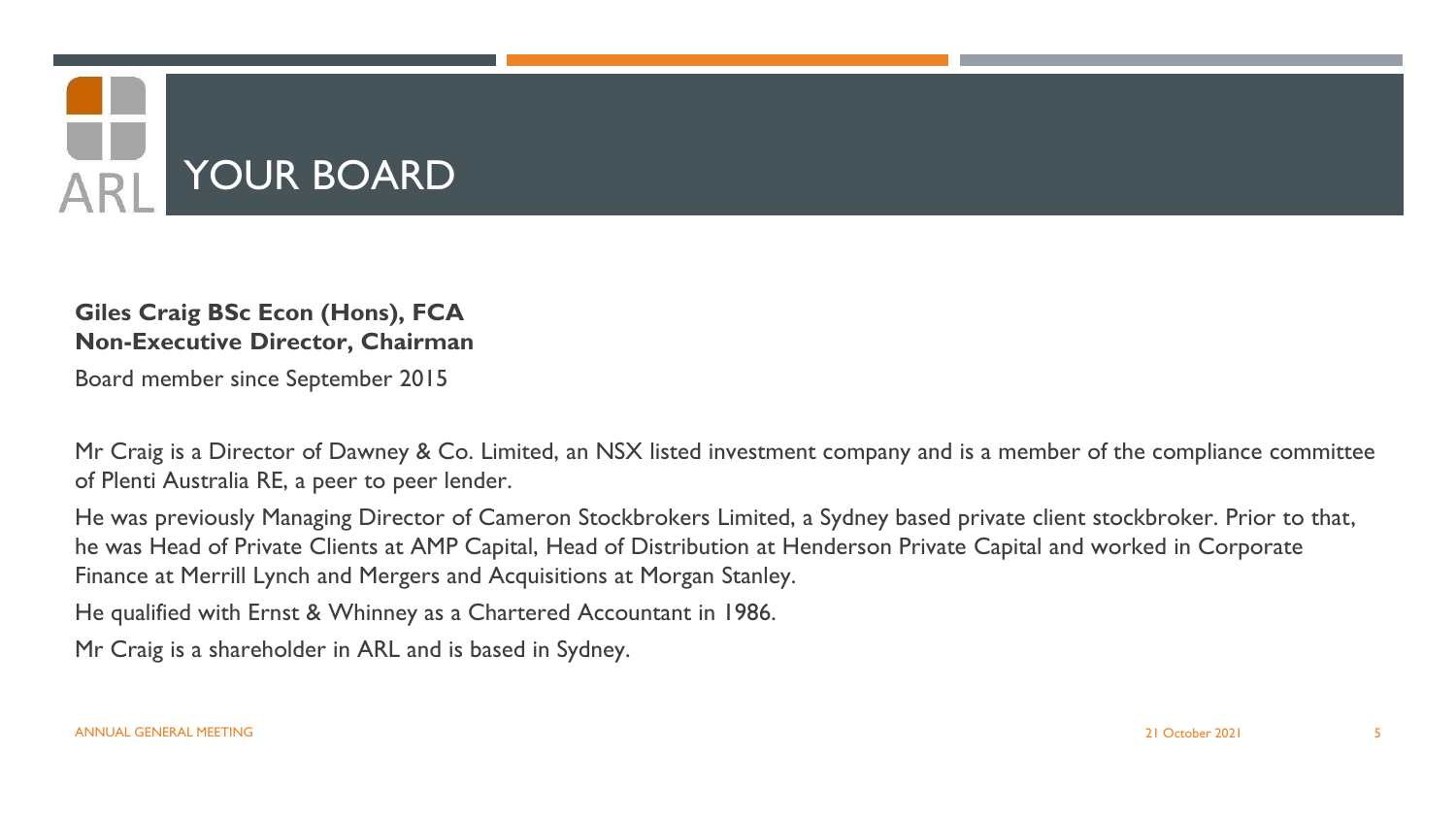# YOUR BOARD

**Giles Craig BSc Econ (Hons), FCA**
**Non-Executive Director, Chairman**

Board member since September 2015

Mr Craig is a Director of Dawney & Co. Limited, an NSX listed investment company and is a member of the compliance committee of Plenti Australia RE, a peer to peer lender.

He was previously Managing Director of Cameron Stockbrokers Limited, a Sydney based private client stockbroker. Prior to that, he was Head of Private Clients at AMP Capital, Head of Distribution at Henderson Private Capital and worked in Corporate Finance at Merrill Lynch and Mergers and Acquisitions at Morgan Stanley.

He qualified with Ernst & Whinney as a Chartered Accountant in 1986.

Mr Craig is a shareholder in ARL and is based in Sydney.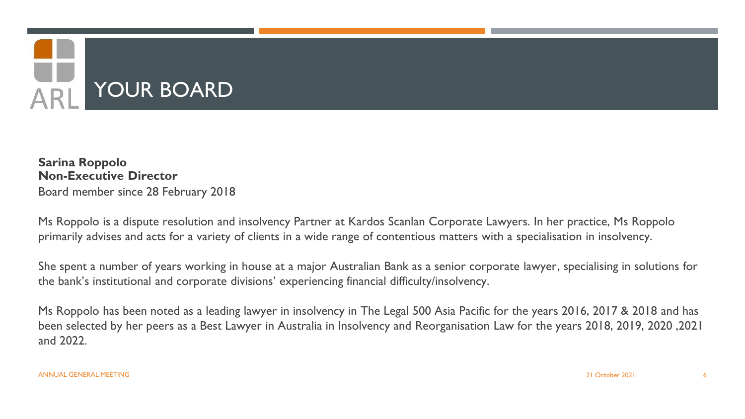# YOUR BOARD

**Sarina Roppolo**
**Non-Executive Director**
Board member since 28 February 2018

Ms Roppolo is a dispute resolution and insolvency Partner at Kardos Scanlan Corporate Lawyers. In her practice, Ms Roppolo primarily advises and acts for a variety of clients in a wide range of contentious matters with a specialisation in insolvency.

She spent a number of years working in house at a major Australian Bank as a senior corporate lawyer, specialising in solutions for the bank's institutional and corporate divisions' experiencing financial difficulty/insolvency.

Ms Roppolo has been noted as a leading lawyer in insolvency in The Legal 500 Asia Pacific for the years 2016, 2017 & 2018 and has been selected by her peers as a Best Lawyer in Australia in Insolvency and Reorganisation Law for the years 2018, 2019, 2020 ,2021 and 2022.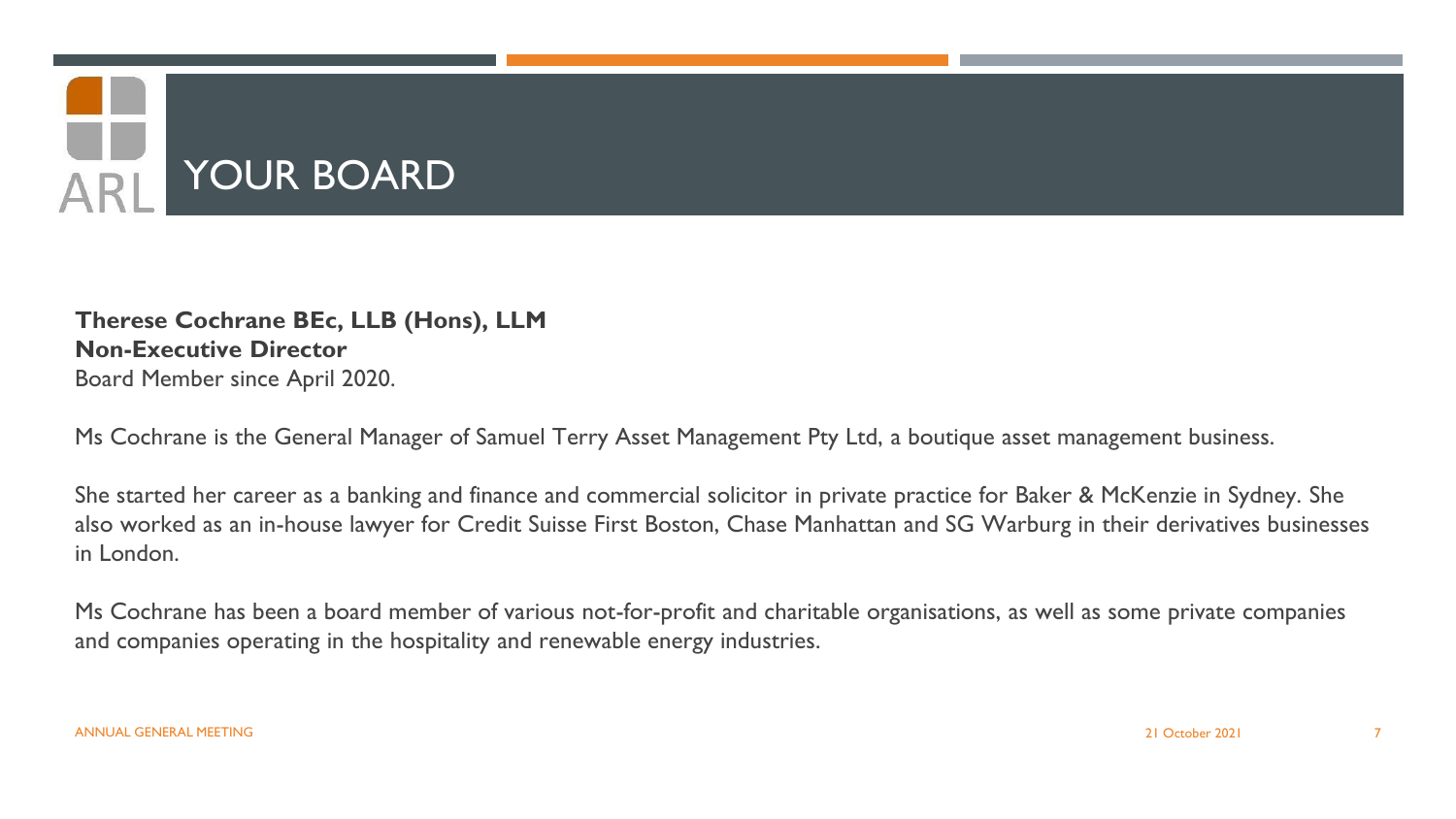# YOUR BOARD

**Therese Cochrane BEc, LLB (Hons), LLM**
**Non-Executive Director**
Board Member since April 2020.

Ms Cochrane is the General Manager of Samuel Terry Asset Management Pty Ltd, a boutique asset management business.

She started her career as a banking and finance and commercial solicitor in private practice for Baker & McKenzie in Sydney. She also worked as an in-house lawyer for Credit Suisse First Boston, Chase Manhattan and SG Warburg in their derivatives businesses in London.

Ms Cochrane has been a board member of various not-for-profit and charitable organisations, as well as some private companies and companies operating in the hospitality and renewable energy industries.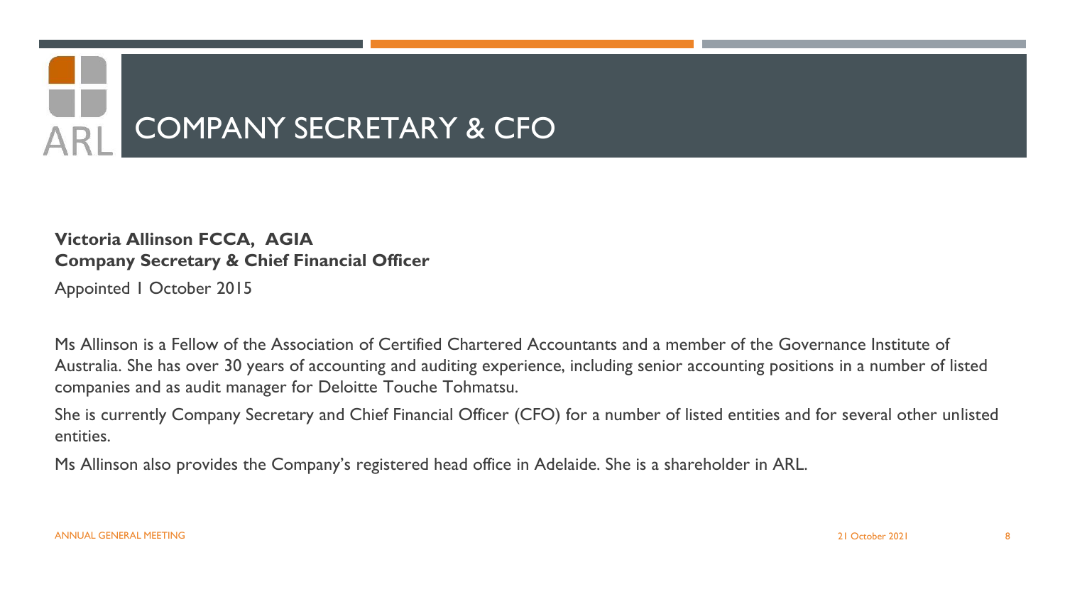# COMPANY SECRETARY & CFO

**Victoria Allinson FCCA, AGIA**
**Company Secretary & Chief Financial Officer**

Appointed 1 October 2015

Ms Allinson is a Fellow of the Association of Certified Chartered Accountants and a member of the Governance Institute of Australia. She has over 30 years of accounting and auditing experience, including senior accounting positions in a number of listed companies and as audit manager for Deloitte Touche Tohmatsu.

She is currently Company Secretary and Chief Financial Officer (CFO) for a number of listed entities and for several other unlisted entities.

Ms Allinson also provides the Company's registered head office in Adelaide. She is a shareholder in ARL.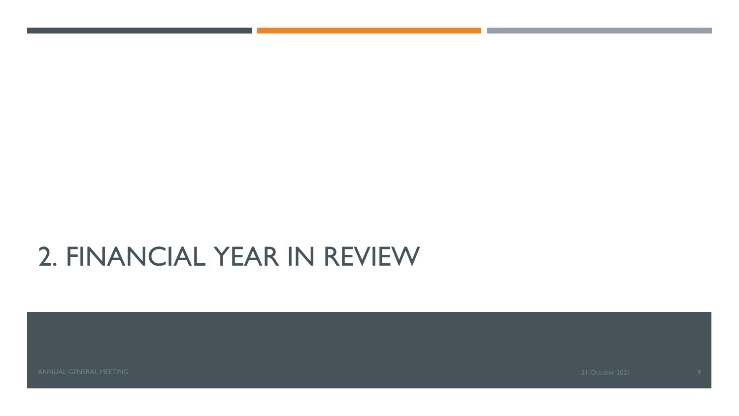# 2. FINANCIAL YEAR IN REVIEW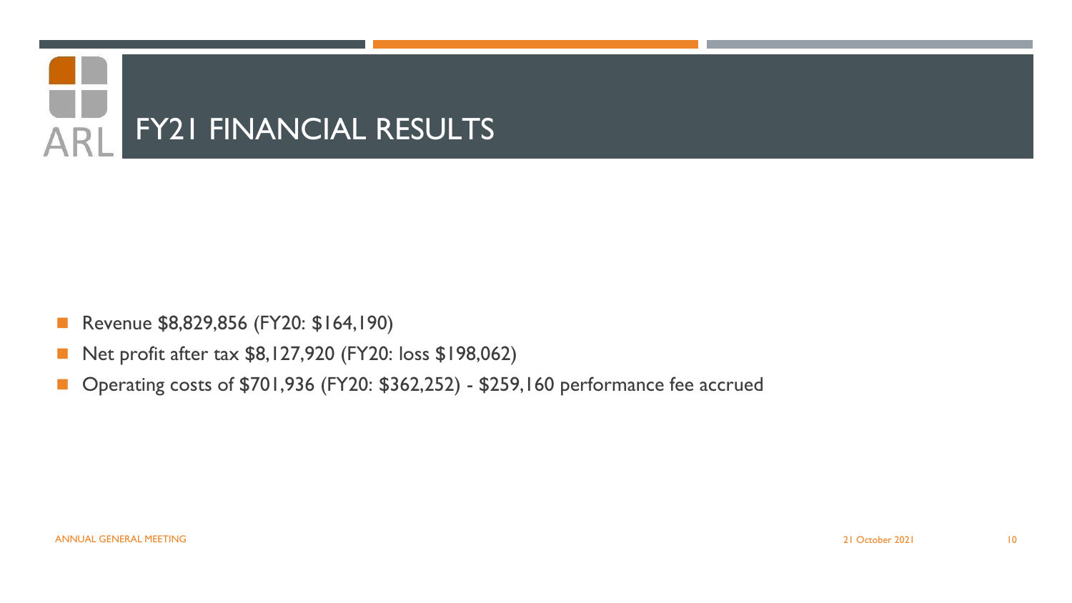# FY21 FINANCIAL RESULTS

- Revenue $8,829,856 (FY20: $164,190)
- Net profit after tax $8,127,920 (FY20: loss $198,062)
- Operating costs of $701,936 (FY20: $362,252) - $259,160 performance fee accrued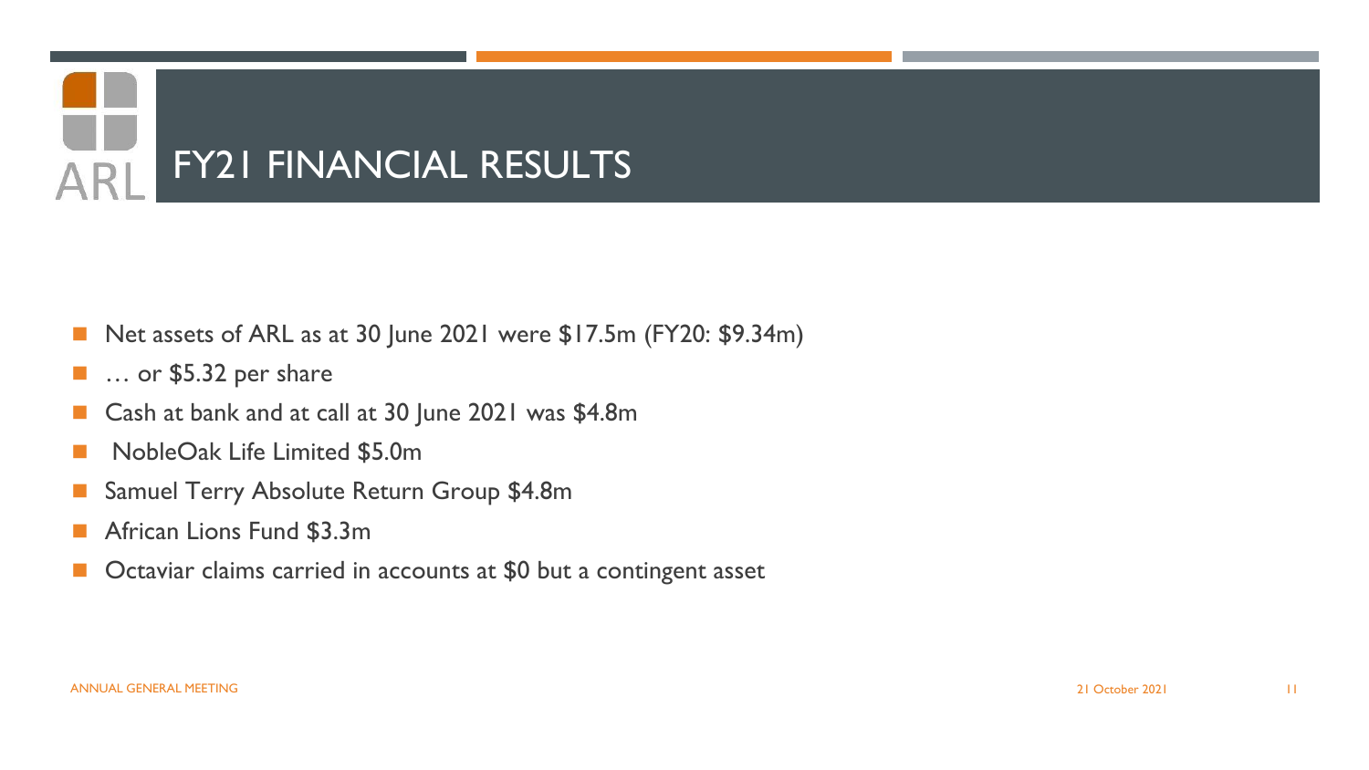# FY21 FINANCIAL RESULTS

- Net assets of ARL as at 30 June 2021 were $17.5m (FY20: $9.34m)
- … or $5.32 per share
- Cash at bank and at call at 30 June 2021 was $4.8m
- NobleOak Life Limited $5.0m
- Samuel Terry Absolute Return Group $4.8m
- African Lions Fund $3.3m
- Octaviar claims carried in accounts at $0 but a contingent asset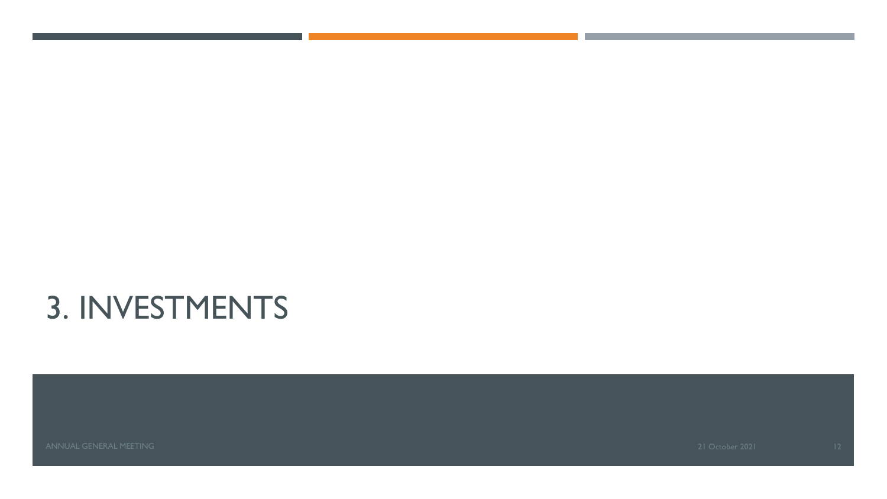# 3. INVESTMENTS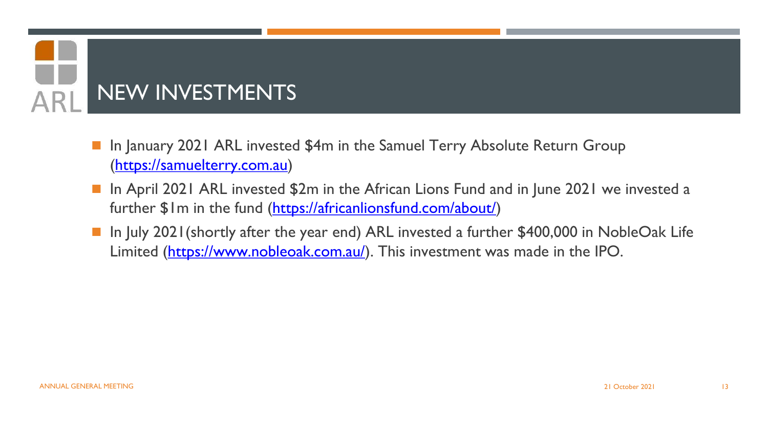# NEW INVESTMENTS

- In January 2021 ARL invested $4m in the Samuel Terry Absolute Return Group (https://samuelterry.com.au)
- In April 2021 ARL invested $2m in the African Lions Fund and in June 2021 we invested a further $1m in the fund (https://africanlionsfund.com/about/)
- In July 2021(shortly after the year end) ARL invested a further $400,000 in NobleOak Life Limited (https://www.nobleoak.com.au/). This investment was made in the IPO.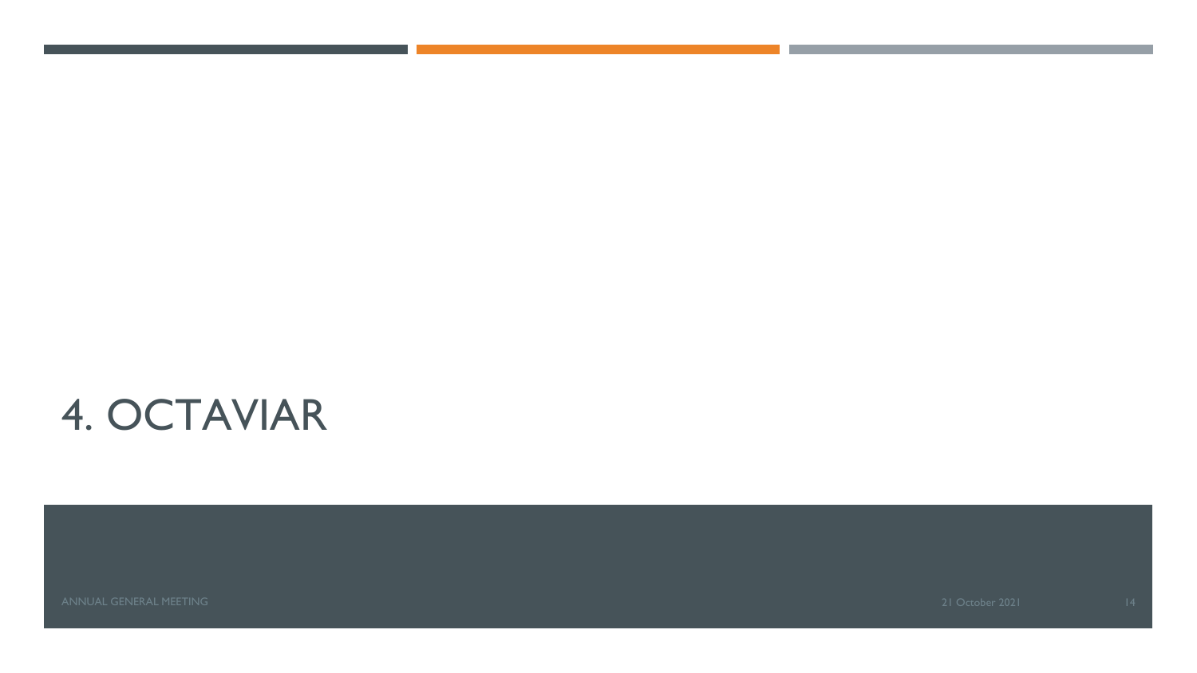# 4. OCTAVIAR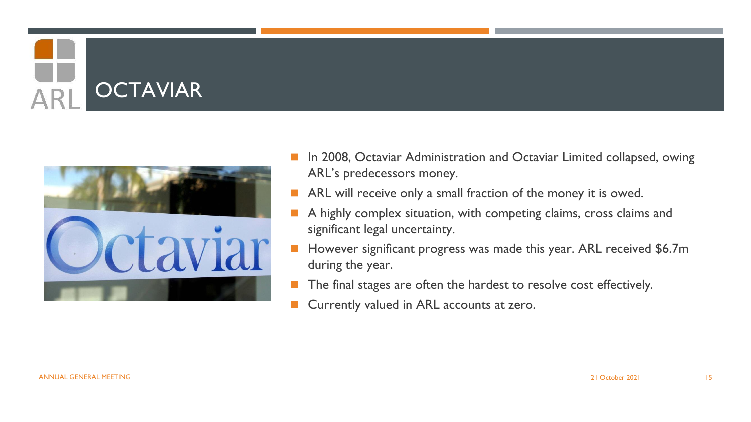# OCTAVIAR

- In 2008, Octaviar Administration and Octaviar Limited collapsed, owing ARL's predecessors money.
- ARL will receive only a small fraction of the money it is owed.
- A highly complex situation, with competing claims, cross claims and significant legal uncertainty.
- However significant progress was made this year. ARL received $6.7m during the year.
- The final stages are often the hardest to resolve cost effectively.
- Currently valued in ARL accounts at zero.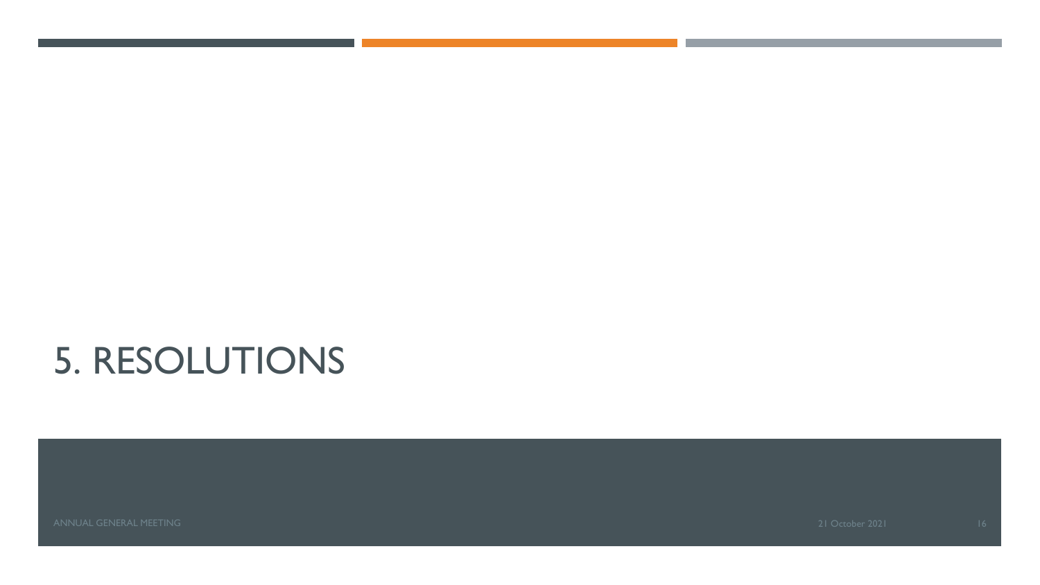# 5. RESOLUTIONS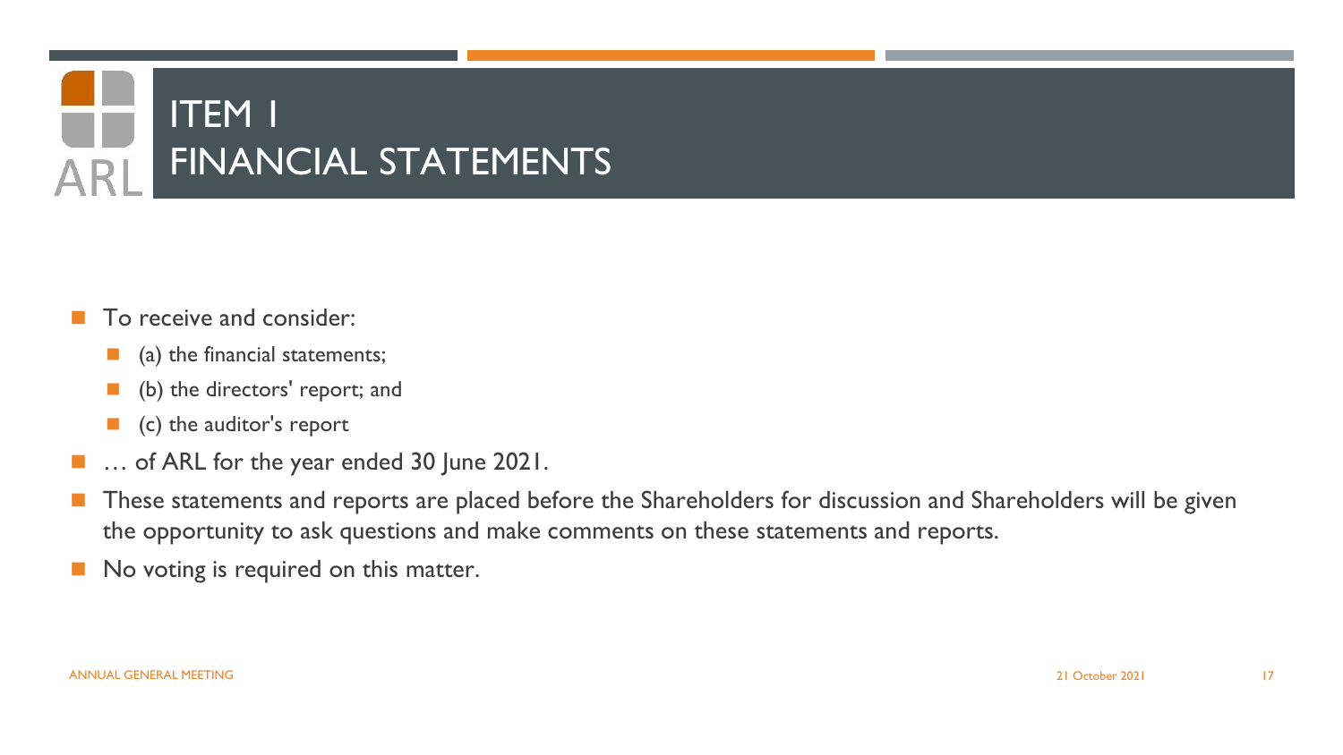# ITEM 1
# FINANCIAL STATEMENTS

- To receive and consider:
  - (a) the financial statements;
  - (b) the directors' report; and
  - (c) the auditor's report
- … of ARL for the year ended 30 June 2021.
- These statements and reports are placed before the Shareholders for discussion and Shareholders will be given the opportunity to ask questions and make comments on these statements and reports.
- No voting is required on this matter.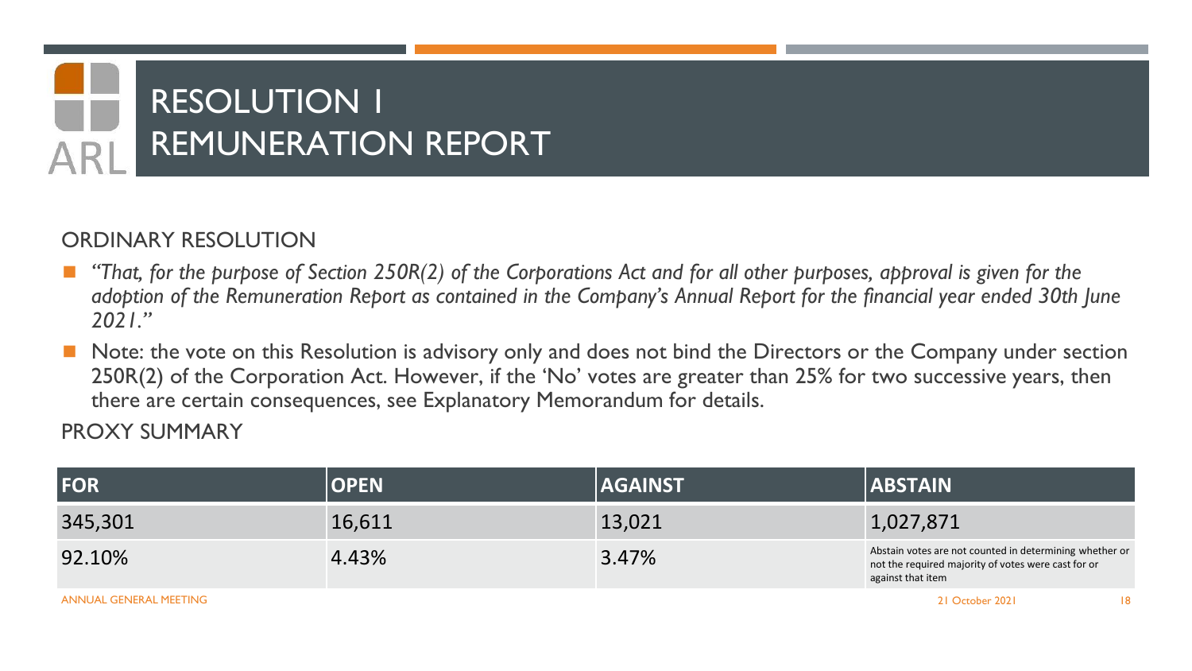# RESOLUTION 1
# REMUNERATION REPORT

ORDINARY RESOLUTION

- *"That, for the purpose of Section 250R(2) of the Corporations Act and for all other purposes, approval is given for the adoption of the Remuneration Report as contained in the Company's Annual Report for the financial year ended 30th June 2021."*
- Note: the vote on this Resolution is advisory only and does not bind the Directors or the Company under section 250R(2) of the Corporation Act. However, if the 'No' votes are greater than 25% for two successive years, then there are certain consequences, see Explanatory Memorandum for details.

PROXY SUMMARY

| FOR | OPEN | AGAINST | ABSTAIN |
| --- | --- | --- | --- |
| 345,301 | 16,611 | 13,021 | 1,027,871 |
| 92.10% | 4.43% | 3.47% | Abstain votes are not counted in determining whether or not the required majority of votes were cast for or against that item |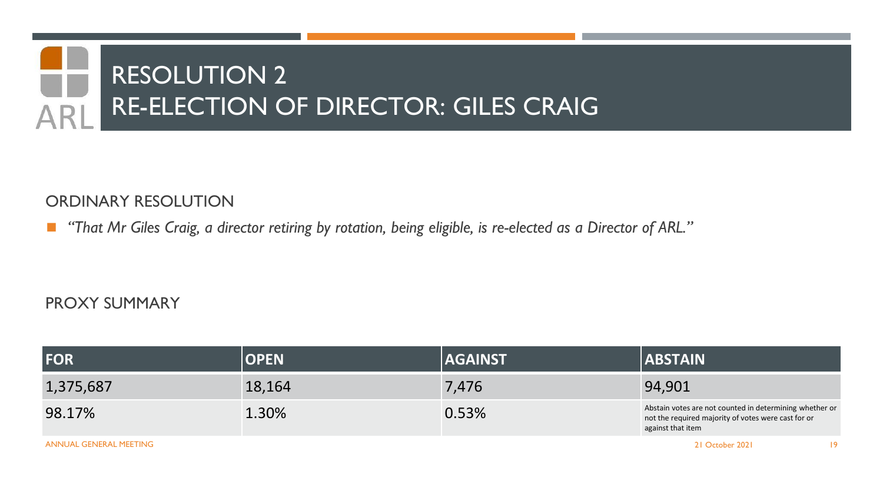# RESOLUTION 2
# RE-ELECTION OF DIRECTOR: GILES CRAIG

ORDINARY RESOLUTION

- *"That Mr Giles Craig, a director retiring by rotation, being eligible, is re-elected as a Director of ARL."*

PROXY SUMMARY

| FOR | OPEN | AGAINST | ABSTAIN |
|---|---|---|---|
| 1,375,687 | 18,164 | 7,476 | 94,901 |
| 98.17% | 1.30% | 0.53% | Abstain votes are not counted in determining whether or not the required majority of votes were cast for or against that item |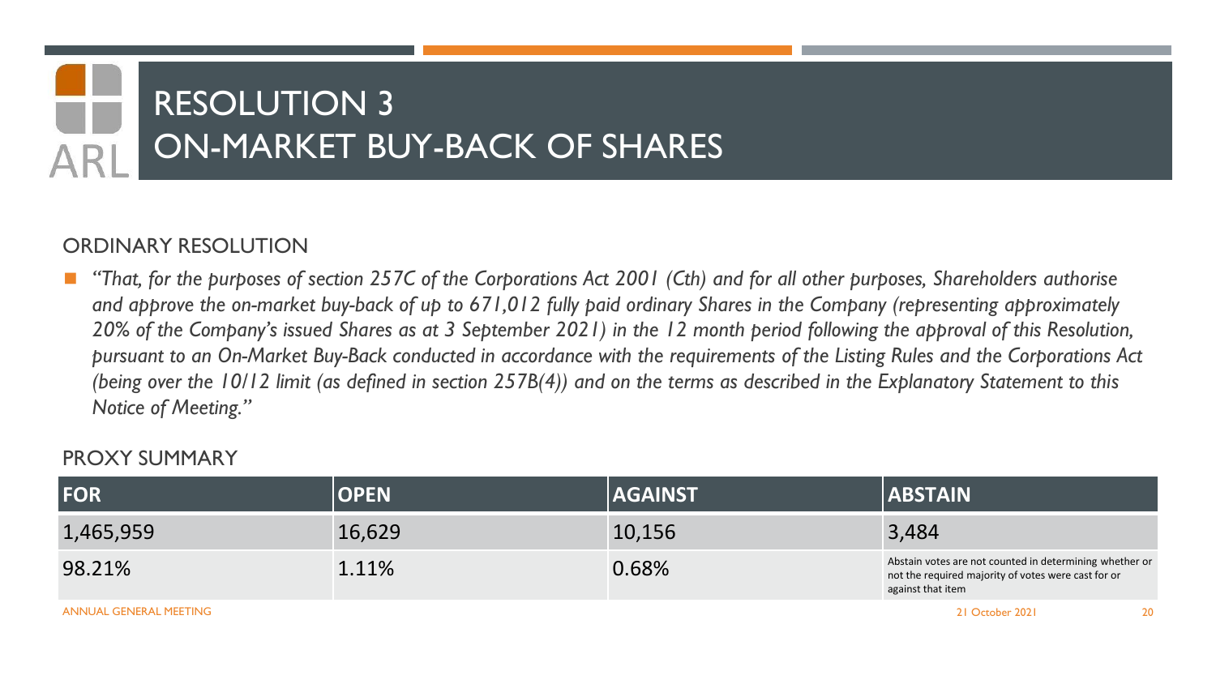# RESOLUTION 3
# ON-MARKET BUY-BACK OF SHARES

## ORDINARY RESOLUTION

- *"That, for the purposes of section 257C of the Corporations Act 2001 (Cth) and for all other purposes, Shareholders authorise and approve the on-market buy-back of up to 671,012 fully paid ordinary Shares in the Company (representing approximately 20% of the Company's issued Shares as at 3 September 2021) in the 12 month period following the approval of this Resolution, pursuant to an On-Market Buy-Back conducted in accordance with the requirements of the Listing Rules and the Corporations Act (being over the 10/12 limit (as defined in section 257B(4)) and on the terms as described in the Explanatory Statement to this Notice of Meeting."*

## PROXY SUMMARY

| FOR | OPEN | AGAINST | ABSTAIN |
|---|---|---|---|
| 1,465,959 | 16,629 | 10,156 | 3,484 |
| 98.21% | 1.11% | 0.68% | Abstain votes are not counted in determining whether or not the required majority of votes were cast for or against that item |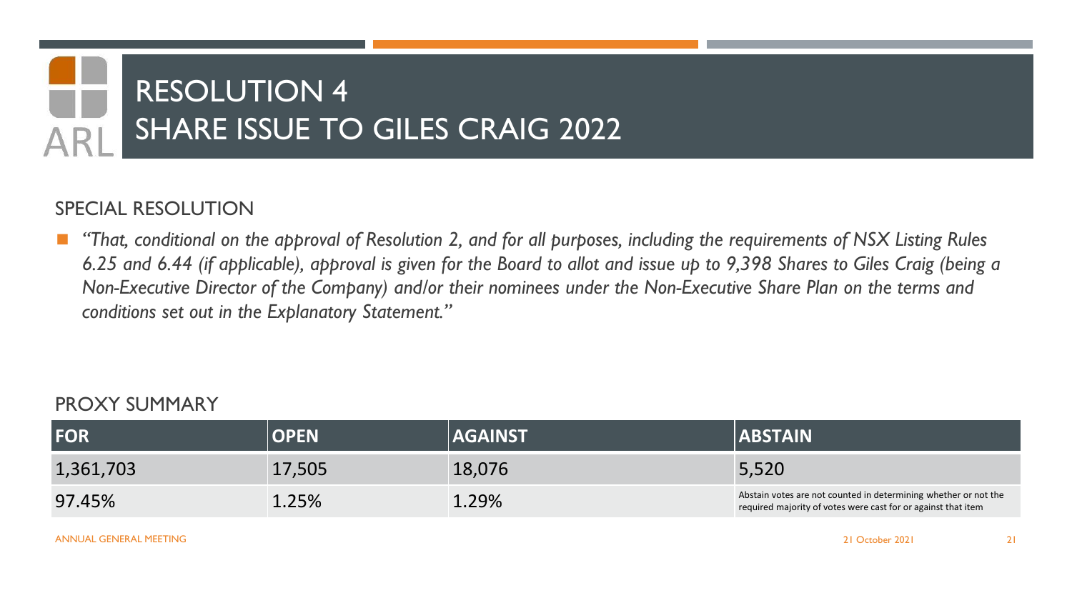# RESOLUTION 4
# SHARE ISSUE TO GILES CRAIG 2022

## SPECIAL RESOLUTION

- *"That, conditional on the approval of Resolution 2, and for all purposes, including the requirements of NSX Listing Rules 6.25 and 6.44 (if applicable), approval is given for the Board to allot and issue up to 9,398 Shares to Giles Craig (being a Non-Executive Director of the Company) and/or their nominees under the Non-Executive Share Plan on the terms and conditions set out in the Explanatory Statement."*

## PROXY SUMMARY

| FOR | OPEN | AGAINST | ABSTAIN |
|---|---|---|---|
| 1,361,703 | 17,505 | 18,076 | 5,520 |
| 97.45% | 1.25% | 1.29% | Abstain votes are not counted in determining whether or not the required majority of votes were cast for or against that item |

ANNUAL GENERAL MEETING

21 October 2021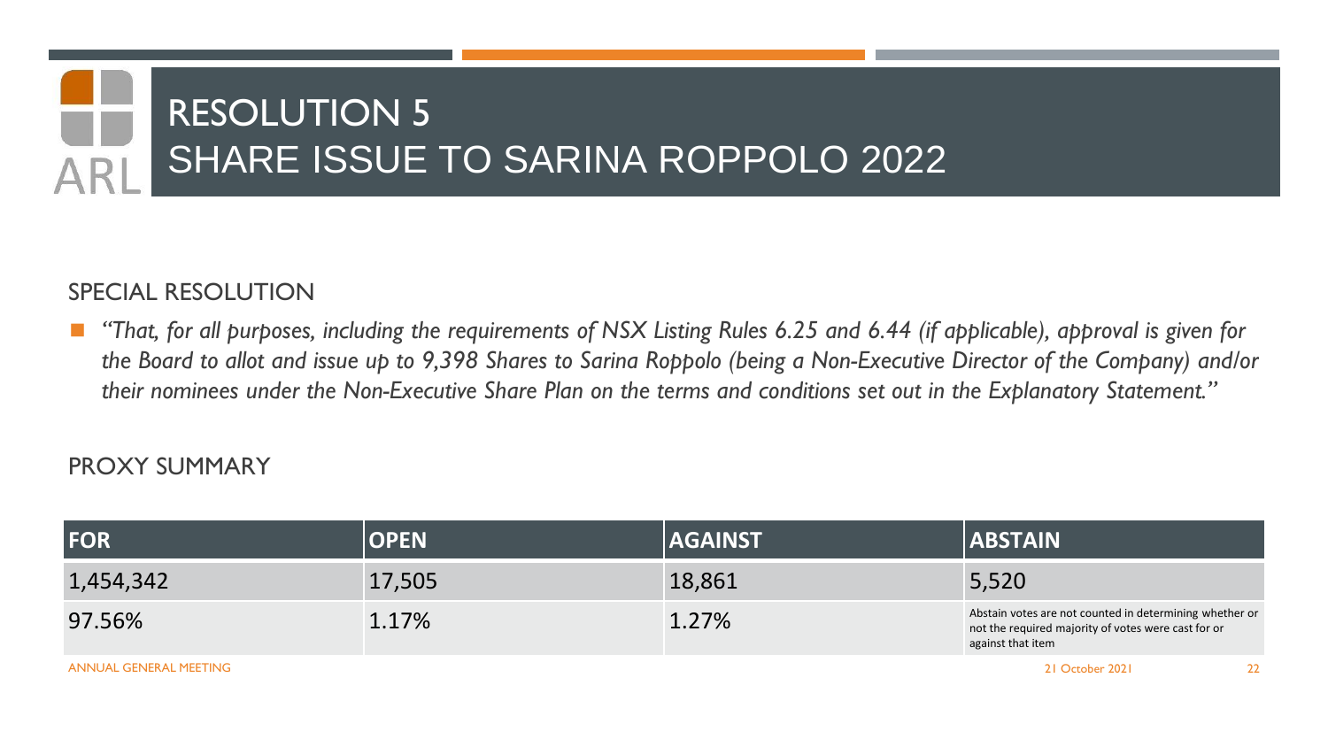# RESOLUTION 5
## SHARE ISSUE TO SARINA ROPPOLO 2022

SPECIAL RESOLUTION

- *"That, for all purposes, including the requirements of NSX Listing Rules 6.25 and 6.44 (if applicable), approval is given for the Board to allot and issue up to 9,398 Shares to Sarina Roppolo (being a Non-Executive Director of the Company) and/or their nominees under the Non-Executive Share Plan on the terms and conditions set out in the Explanatory Statement."*

PROXY SUMMARY

| FOR | OPEN | AGAINST | ABSTAIN |
|---|---|---|---|
| 1,454,342 | 17,505 | 18,861 | 5,520 |
| 97.56% | 1.17% | 1.27% | Abstain votes are not counted in determining whether or not the required majority of votes were cast for or against that item |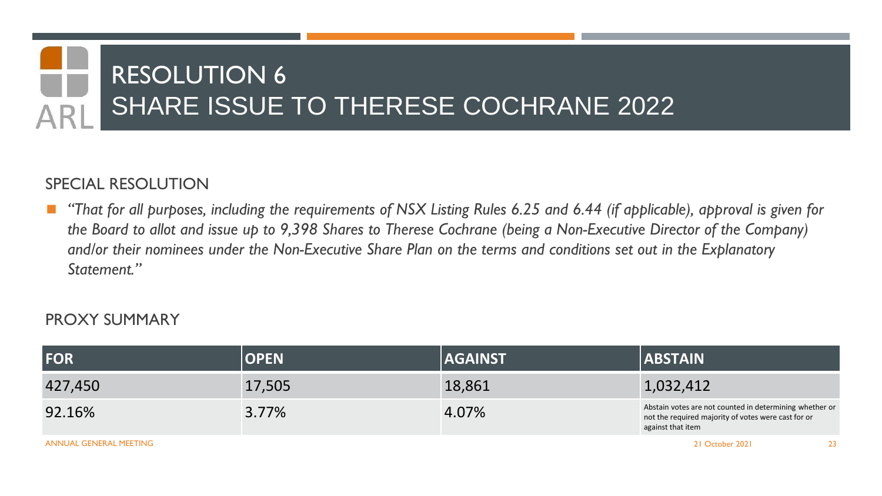# RESOLUTION 6
## SHARE ISSUE TO THERESE COCHRANE 2022

SPECIAL RESOLUTION

- *"That for all purposes, including the requirements of NSX Listing Rules 6.25 and 6.44 (if applicable), approval is given for the Board to allot and issue up to 9,398 Shares to Therese Cochrane (being a Non-Executive Director of the Company) and/or their nominees under the Non-Executive Share Plan on the terms and conditions set out in the Explanatory Statement."*

PROXY SUMMARY

| FOR | OPEN | AGAINST | ABSTAIN |
|---|---|---|---|
| 427,450 | 17,505 | 18,861 | 1,032,412 |
| 92.16% | 3.77% | 4.07% | Abstain votes are not counted in determining whether or not the required majority of votes were cast for or against that item |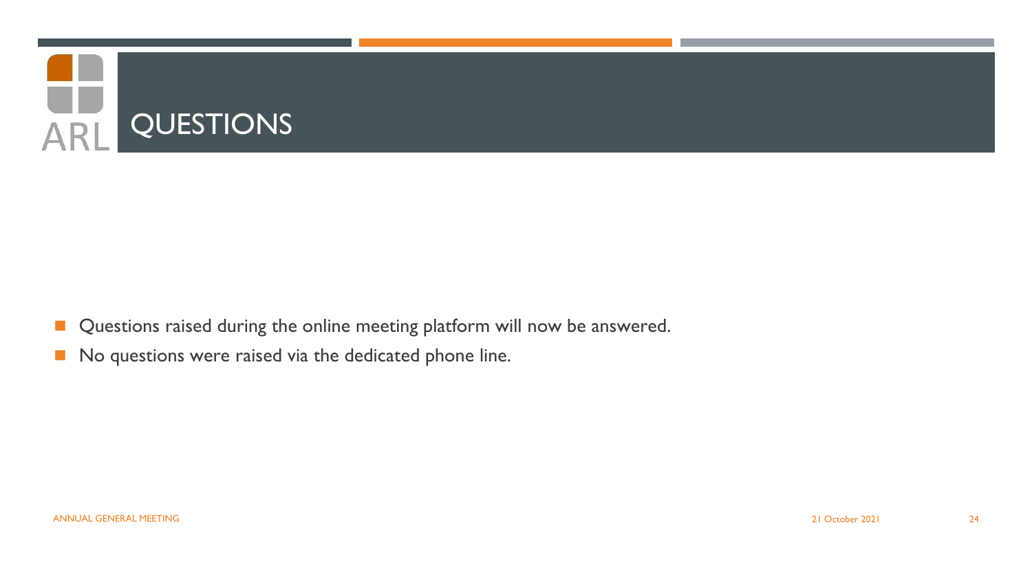# QUESTIONS

- Questions raised during the online meeting platform will now be answered.
- No questions were raised via the dedicated phone line.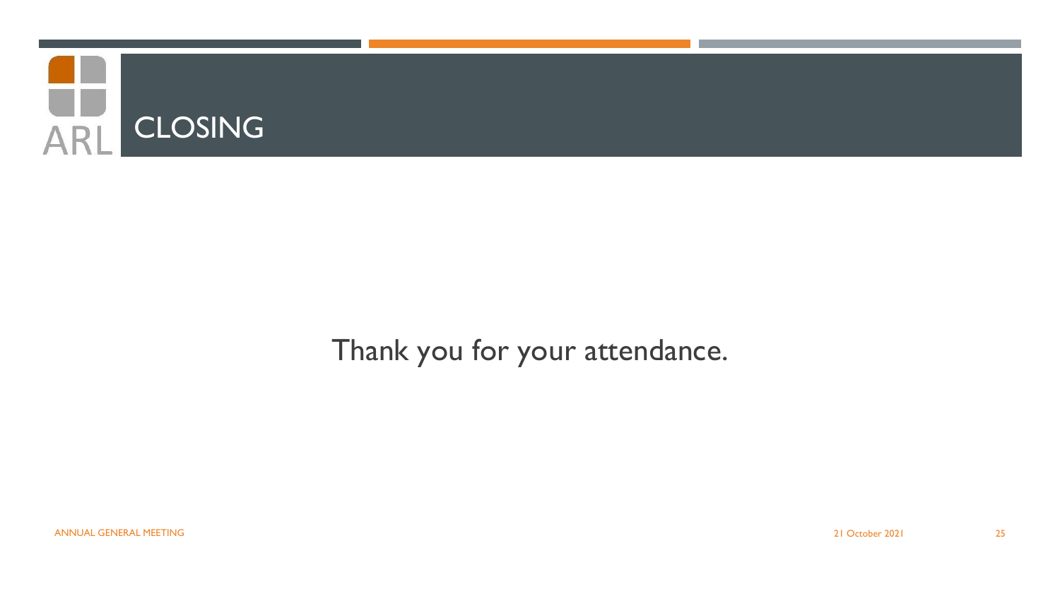# CLOSING

Thank you for your attendance.